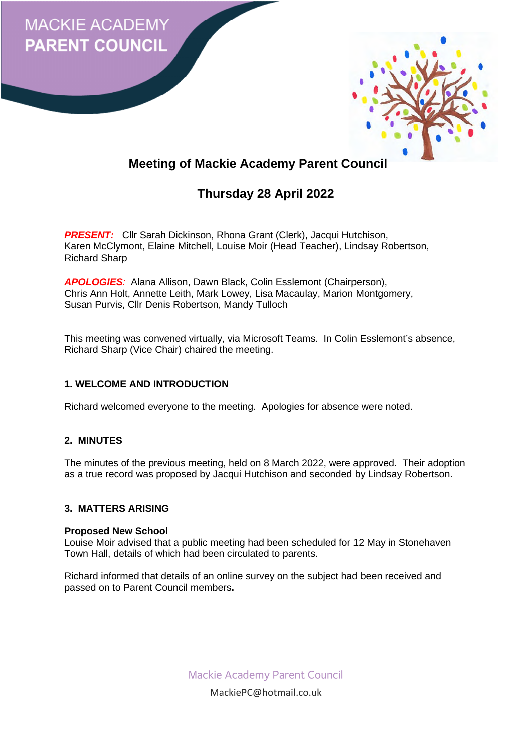MACKIE ACADEMY
**PARENT COUNCIL**

# Meeting of Mackie Academy Parent Council

## Thursday 28 April 2022

***PRESENT:*** Cllr Sarah Dickinson, Rhona Grant (Clerk), Jacqui Hutchison, Karen McClymont, Elaine Mitchell, Louise Moir (Head Teacher), Lindsay Robertson, Richard Sharp

***APOLOGIES:*** Alana Allison, Dawn Black, Colin Esslemont (Chairperson), Chris Ann Holt, Annette Leith, Mark Lowey, Lisa Macaulay, Marion Montgomery, Susan Purvis, Cllr Denis Robertson, Mandy Tulloch

This meeting was convened virtually, via Microsoft Teams. In Colin Esslemont's absence, Richard Sharp (Vice Chair) chaired the meeting.

### 1. WELCOME AND INTRODUCTION

Richard welcomed everyone to the meeting. Apologies for absence were noted.

### 2. MINUTES

The minutes of the previous meeting, held on 8 March 2022, were approved. Their adoption as a true record was proposed by Jacqui Hutchison and seconded by Lindsay Robertson.

### 3. MATTERS ARISING

**Proposed New School**
Louise Moir advised that a public meeting had been scheduled for 12 May in Stonehaven Town Hall, details of which had been circulated to parents.

Richard informed that details of an online survey on the subject had been received and passed on to Parent Council members**.**

Mackie Academy Parent Council
MackiePC@hotmail.co.uk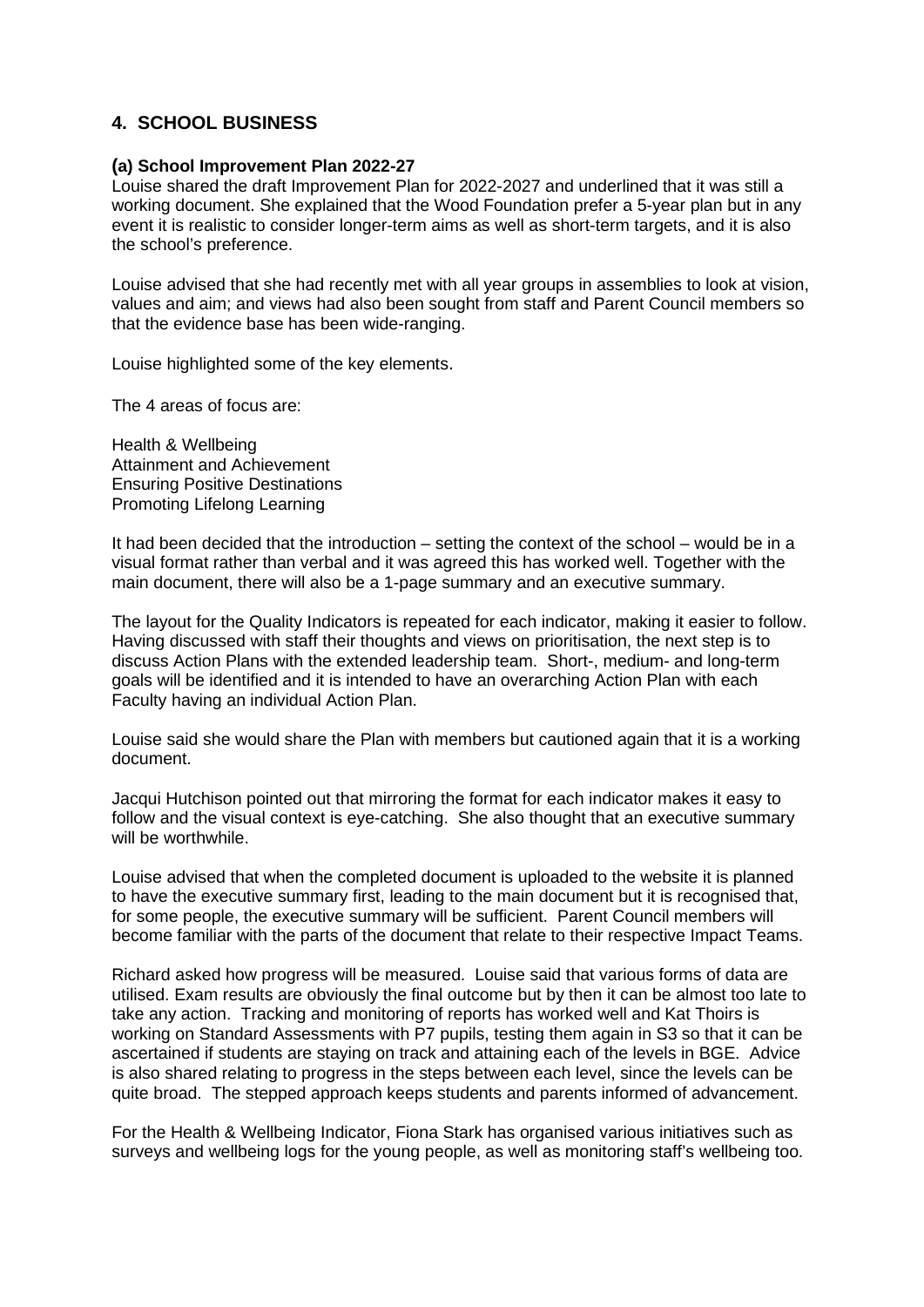## 4. SCHOOL BUSINESS

### (a) School Improvement Plan 2022-27

Louise shared the draft Improvement Plan for 2022-2027 and underlined that it was still a working document. She explained that the Wood Foundation prefer a 5-year plan but in any event it is realistic to consider longer-term aims as well as short-term targets, and it is also the school's preference.

Louise advised that she had recently met with all year groups in assemblies to look at vision, values and aim; and views had also been sought from staff and Parent Council members so that the evidence base has been wide-ranging.

Louise highlighted some of the key elements.

The 4 areas of focus are:

Health & Wellbeing
Attainment and Achievement
Ensuring Positive Destinations
Promoting Lifelong Learning

It had been decided that the introduction – setting the context of the school – would be in a visual format rather than verbal and it was agreed this has worked well. Together with the main document, there will also be a 1-page summary and an executive summary.

The layout for the Quality Indicators is repeated for each indicator, making it easier to follow. Having discussed with staff their thoughts and views on prioritisation, the next step is to discuss Action Plans with the extended leadership team. Short-, medium- and long-term goals will be identified and it is intended to have an overarching Action Plan with each Faculty having an individual Action Plan.

Louise said she would share the Plan with members but cautioned again that it is a working document.

Jacqui Hutchison pointed out that mirroring the format for each indicator makes it easy to follow and the visual context is eye-catching. She also thought that an executive summary will be worthwhile.

Louise advised that when the completed document is uploaded to the website it is planned to have the executive summary first, leading to the main document but it is recognised that, for some people, the executive summary will be sufficient. Parent Council members will become familiar with the parts of the document that relate to their respective Impact Teams.

Richard asked how progress will be measured. Louise said that various forms of data are utilised. Exam results are obviously the final outcome but by then it can be almost too late to take any action. Tracking and monitoring of reports has worked well and Kat Thoirs is working on Standard Assessments with P7 pupils, testing them again in S3 so that it can be ascertained if students are staying on track and attaining each of the levels in BGE. Advice is also shared relating to progress in the steps between each level, since the levels can be quite broad. The stepped approach keeps students and parents informed of advancement.

For the Health & Wellbeing Indicator, Fiona Stark has organised various initiatives such as surveys and wellbeing logs for the young people, as well as monitoring staff's wellbeing too.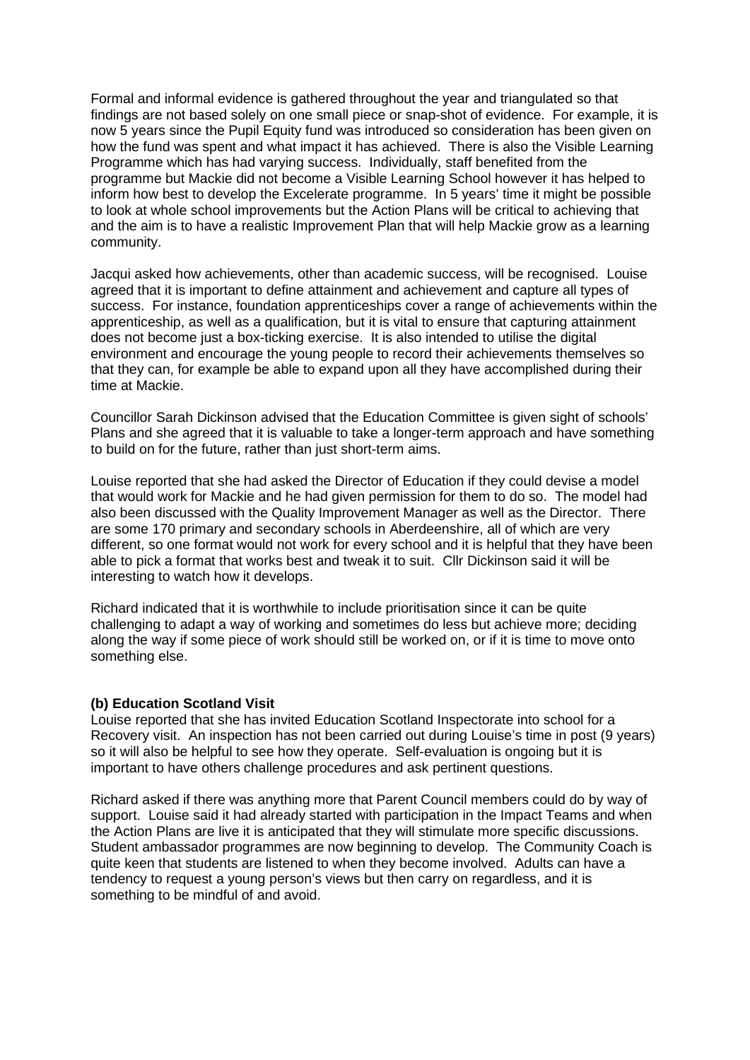Formal and informal evidence is gathered throughout the year and triangulated so that findings are not based solely on one small piece or snap-shot of evidence. For example, it is now 5 years since the Pupil Equity fund was introduced so consideration has been given on how the fund was spent and what impact it has achieved. There is also the Visible Learning Programme which has had varying success. Individually, staff benefited from the programme but Mackie did not become a Visible Learning School however it has helped to inform how best to develop the Excelerate programme. In 5 years' time it might be possible to look at whole school improvements but the Action Plans will be critical to achieving that and the aim is to have a realistic Improvement Plan that will help Mackie grow as a learning community.

Jacqui asked how achievements, other than academic success, will be recognised. Louise agreed that it is important to define attainment and achievement and capture all types of success. For instance, foundation apprenticeships cover a range of achievements within the apprenticeship, as well as a qualification, but it is vital to ensure that capturing attainment does not become just a box-ticking exercise. It is also intended to utilise the digital environment and encourage the young people to record their achievements themselves so that they can, for example be able to expand upon all they have accomplished during their time at Mackie.

Councillor Sarah Dickinson advised that the Education Committee is given sight of schools' Plans and she agreed that it is valuable to take a longer-term approach and have something to build on for the future, rather than just short-term aims.

Louise reported that she had asked the Director of Education if they could devise a model that would work for Mackie and he had given permission for them to do so. The model had also been discussed with the Quality Improvement Manager as well as the Director. There are some 170 primary and secondary schools in Aberdeenshire, all of which are very different, so one format would not work for every school and it is helpful that they have been able to pick a format that works best and tweak it to suit. Cllr Dickinson said it will be interesting to watch how it develops.

Richard indicated that it is worthwhile to include prioritisation since it can be quite challenging to adapt a way of working and sometimes do less but achieve more; deciding along the way if some piece of work should still be worked on, or if it is time to move onto something else.

**(b) Education Scotland Visit**

Louise reported that she has invited Education Scotland Inspectorate into school for a Recovery visit. An inspection has not been carried out during Louise's time in post (9 years) so it will also be helpful to see how they operate. Self-evaluation is ongoing but it is important to have others challenge procedures and ask pertinent questions.

Richard asked if there was anything more that Parent Council members could do by way of support. Louise said it had already started with participation in the Impact Teams and when the Action Plans are live it is anticipated that they will stimulate more specific discussions. Student ambassador programmes are now beginning to develop. The Community Coach is quite keen that students are listened to when they become involved. Adults can have a tendency to request a young person's views but then carry on regardless, and it is something to be mindful of and avoid.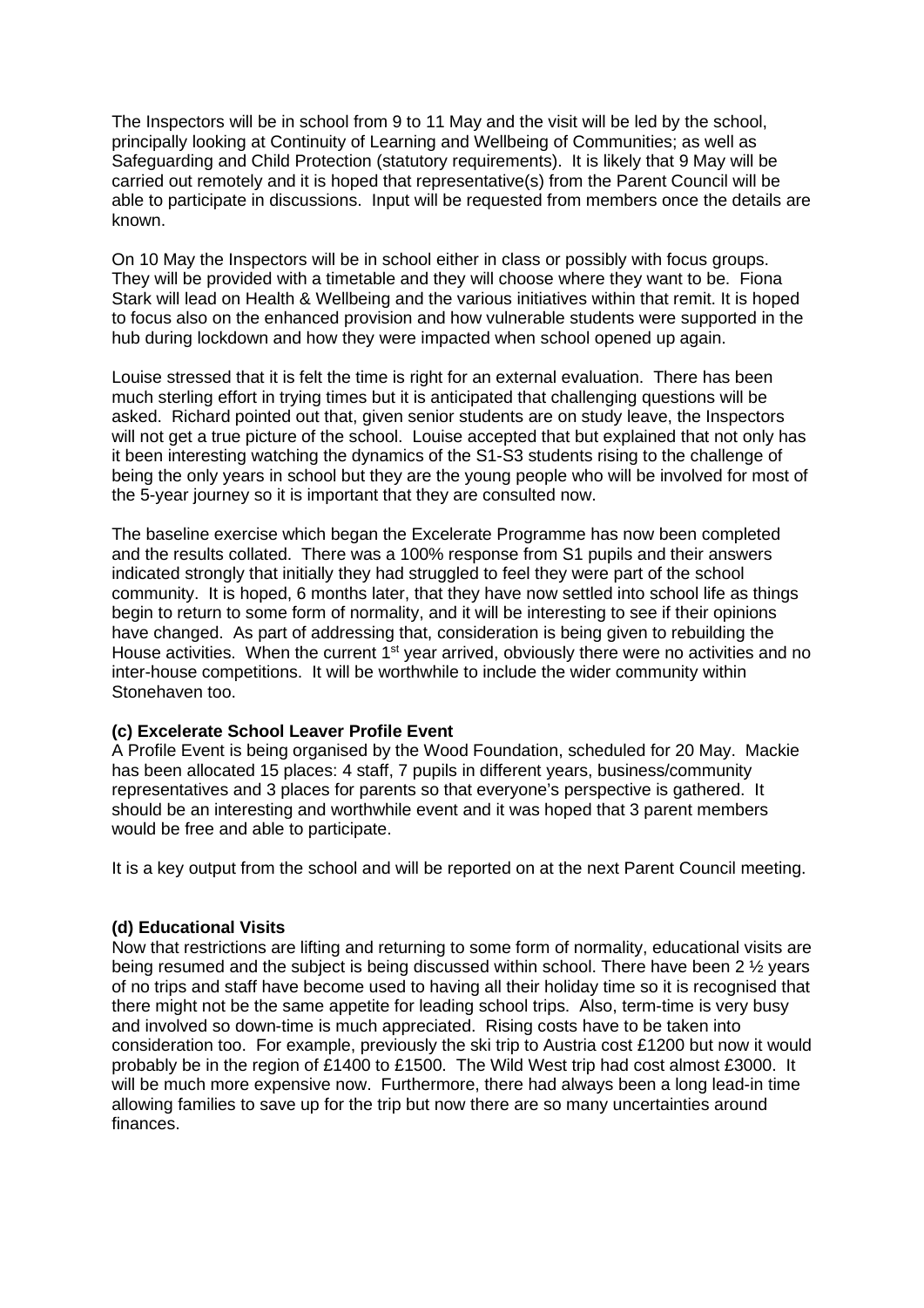The Inspectors will be in school from 9 to 11 May and the visit will be led by the school, principally looking at Continuity of Learning and Wellbeing of Communities; as well as Safeguarding and Child Protection (statutory requirements). It is likely that 9 May will be carried out remotely and it is hoped that representative(s) from the Parent Council will be able to participate in discussions. Input will be requested from members once the details are known.

On 10 May the Inspectors will be in school either in class or possibly with focus groups. They will be provided with a timetable and they will choose where they want to be. Fiona Stark will lead on Health & Wellbeing and the various initiatives within that remit. It is hoped to focus also on the enhanced provision and how vulnerable students were supported in the hub during lockdown and how they were impacted when school opened up again.

Louise stressed that it is felt the time is right for an external evaluation. There has been much sterling effort in trying times but it is anticipated that challenging questions will be asked. Richard pointed out that, given senior students are on study leave, the Inspectors will not get a true picture of the school. Louise accepted that but explained that not only has it been interesting watching the dynamics of the S1-S3 students rising to the challenge of being the only years in school but they are the young people who will be involved for most of the 5-year journey so it is important that they are consulted now.

The baseline exercise which began the Excelerate Programme has now been completed and the results collated. There was a 100% response from S1 pupils and their answers indicated strongly that initially they had struggled to feel they were part of the school community. It is hoped, 6 months later, that they have now settled into school life as things begin to return to some form of normality, and it will be interesting to see if their opinions have changed. As part of addressing that, consideration is being given to rebuilding the House activities. When the current 1st year arrived, obviously there were no activities and no inter-house competitions. It will be worthwhile to include the wider community within Stonehaven too.

**(c) Excelerate School Leaver Profile Event**

A Profile Event is being organised by the Wood Foundation, scheduled for 20 May. Mackie has been allocated 15 places: 4 staff, 7 pupils in different years, business/community representatives and 3 places for parents so that everyone's perspective is gathered. It should be an interesting and worthwhile event and it was hoped that 3 parent members would be free and able to participate.

It is a key output from the school and will be reported on at the next Parent Council meeting.

**(d) Educational Visits**

Now that restrictions are lifting and returning to some form of normality, educational visits are being resumed and the subject is being discussed within school. There have been 2 ½ years of no trips and staff have become used to having all their holiday time so it is recognised that there might not be the same appetite for leading school trips. Also, term-time is very busy and involved so down-time is much appreciated. Rising costs have to be taken into consideration too. For example, previously the ski trip to Austria cost £1200 but now it would probably be in the region of £1400 to £1500. The Wild West trip had cost almost £3000. It will be much more expensive now. Furthermore, there had always been a long lead-in time allowing families to save up for the trip but now there are so many uncertainties around finances.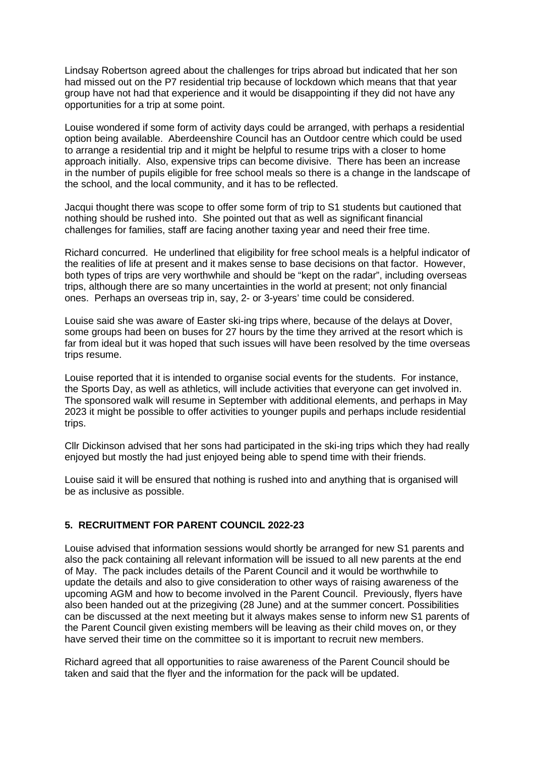Lindsay Robertson agreed about the challenges for trips abroad but indicated that her son had missed out on the P7 residential trip because of lockdown which means that that year group have not had that experience and it would be disappointing if they did not have any opportunities for a trip at some point.

Louise wondered if some form of activity days could be arranged, with perhaps a residential option being available. Aberdeenshire Council has an Outdoor centre which could be used to arrange a residential trip and it might be helpful to resume trips with a closer to home approach initially. Also, expensive trips can become divisive. There has been an increase in the number of pupils eligible for free school meals so there is a change in the landscape of the school, and the local community, and it has to be reflected.

Jacqui thought there was scope to offer some form of trip to S1 students but cautioned that nothing should be rushed into. She pointed out that as well as significant financial challenges for families, staff are facing another taxing year and need their free time.

Richard concurred. He underlined that eligibility for free school meals is a helpful indicator of the realities of life at present and it makes sense to base decisions on that factor. However, both types of trips are very worthwhile and should be "kept on the radar", including overseas trips, although there are so many uncertainties in the world at present; not only financial ones. Perhaps an overseas trip in, say, 2- or 3-years' time could be considered.

Louise said she was aware of Easter ski-ing trips where, because of the delays at Dover, some groups had been on buses for 27 hours by the time they arrived at the resort which is far from ideal but it was hoped that such issues will have been resolved by the time overseas trips resume.

Louise reported that it is intended to organise social events for the students. For instance, the Sports Day, as well as athletics, will include activities that everyone can get involved in. The sponsored walk will resume in September with additional elements, and perhaps in May 2023 it might be possible to offer activities to younger pupils and perhaps include residential trips.

Cllr Dickinson advised that her sons had participated in the ski-ing trips which they had really enjoyed but mostly the had just enjoyed being able to spend time with their friends.

Louise said it will be ensured that nothing is rushed into and anything that is organised will be as inclusive as possible.

## 5. RECRUITMENT FOR PARENT COUNCIL 2022-23

Louise advised that information sessions would shortly be arranged for new S1 parents and also the pack containing all relevant information will be issued to all new parents at the end of May. The pack includes details of the Parent Council and it would be worthwhile to update the details and also to give consideration to other ways of raising awareness of the upcoming AGM and how to become involved in the Parent Council. Previously, flyers have also been handed out at the prizegiving (28 June) and at the summer concert. Possibilities can be discussed at the next meeting but it always makes sense to inform new S1 parents of the Parent Council given existing members will be leaving as their child moves on, or they have served their time on the committee so it is important to recruit new members.

Richard agreed that all opportunities to raise awareness of the Parent Council should be taken and said that the flyer and the information for the pack will be updated.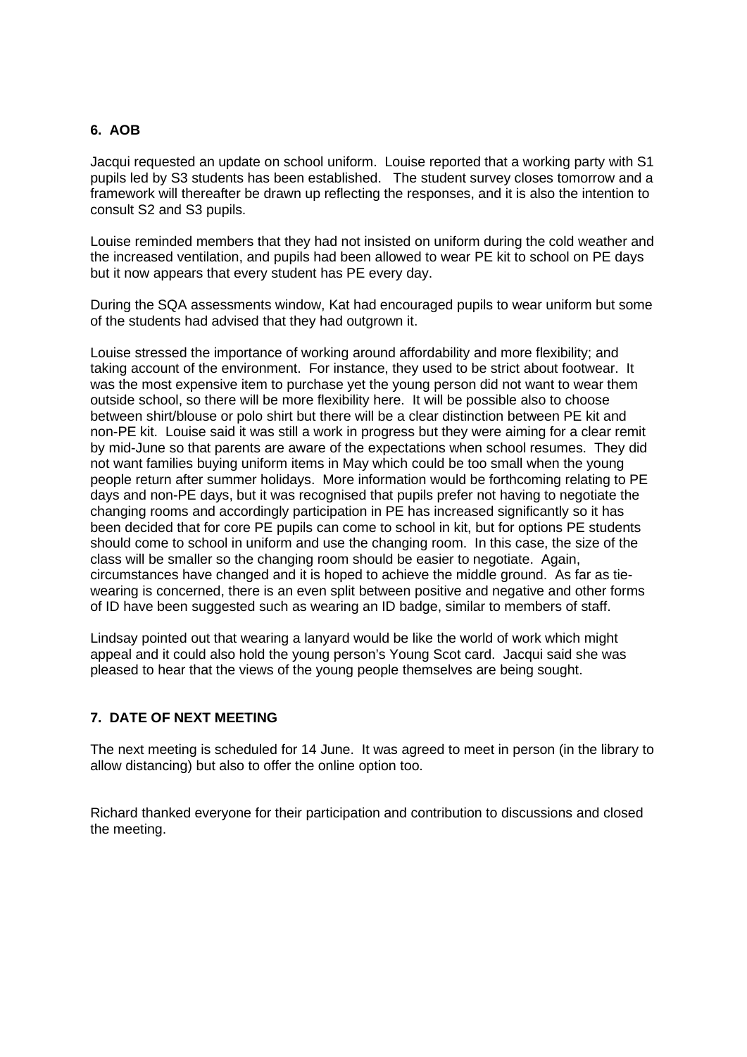### 6. AOB

Jacqui requested an update on school uniform. Louise reported that a working party with S1 pupils led by S3 students has been established. The student survey closes tomorrow and a framework will thereafter be drawn up reflecting the responses, and it is also the intention to consult S2 and S3 pupils.

Louise reminded members that they had not insisted on uniform during the cold weather and the increased ventilation, and pupils had been allowed to wear PE kit to school on PE days but it now appears that every student has PE every day.

During the SQA assessments window, Kat had encouraged pupils to wear uniform but some of the students had advised that they had outgrown it.

Louise stressed the importance of working around affordability and more flexibility; and taking account of the environment. For instance, they used to be strict about footwear. It was the most expensive item to purchase yet the young person did not want to wear them outside school, so there will be more flexibility here. It will be possible also to choose between shirt/blouse or polo shirt but there will be a clear distinction between PE kit and non-PE kit. Louise said it was still a work in progress but they were aiming for a clear remit by mid-June so that parents are aware of the expectations when school resumes. They did not want families buying uniform items in May which could be too small when the young people return after summer holidays. More information would be forthcoming relating to PE days and non-PE days, but it was recognised that pupils prefer not having to negotiate the changing rooms and accordingly participation in PE has increased significantly so it has been decided that for core PE pupils can come to school in kit, but for options PE students should come to school in uniform and use the changing room. In this case, the size of the class will be smaller so the changing room should be easier to negotiate. Again, circumstances have changed and it is hoped to achieve the middle ground. As far as tie-wearing is concerned, there is an even split between positive and negative and other forms of ID have been suggested such as wearing an ID badge, similar to members of staff.

Lindsay pointed out that wearing a lanyard would be like the world of work which might appeal and it could also hold the young person's Young Scot card. Jacqui said she was pleased to hear that the views of the young people themselves are being sought.

### 7. DATE OF NEXT MEETING

The next meeting is scheduled for 14 June. It was agreed to meet in person (in the library to allow distancing) but also to offer the online option too.

Richard thanked everyone for their participation and contribution to discussions and closed the meeting.